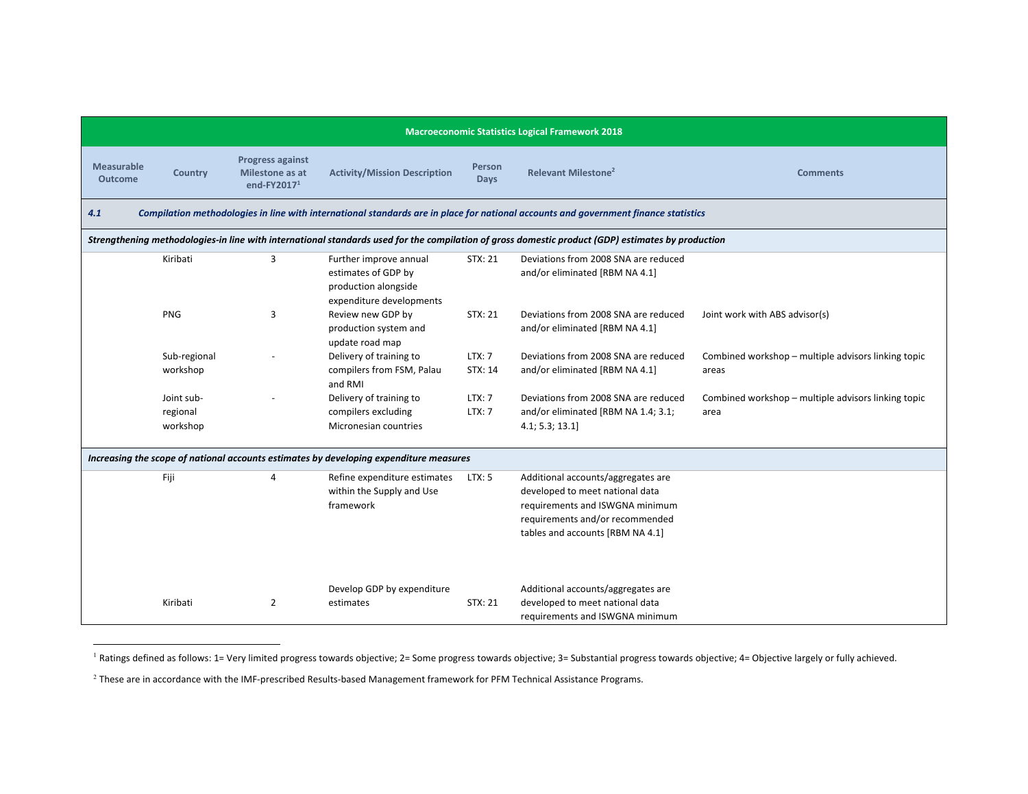| Macroeconomic Statistics Logical Framework 2018 | | | | | | |
|---|---|---|---|---|---|---|
| **Measurable Outcome** | **Country** | **Progress against Milestone as at end-FY2017[1]** | **Activity/Mission Description** | **Person Days** | **Relevant Milestone[2]** | **Comments** |
| ***4.1*** | ***Compilation methodologies in line with international standards are in place for national accounts and government finance statistics*** | | | | | |
| ***Strengthening methodologies-in line with international standards used for the compilation of gross domestic product (GDP) estimates by production*** | | | | | | |
| | Kiribati | 3 | Further improve annual estimates of GDP by production alongside expenditure developments | STX: 21 | Deviations from 2008 SNA are reduced and/or eliminated [RBM NA 4.1] | |
| | PNG | 3 | Review new GDP by production system and update road map | STX: 21 | Deviations from 2008 SNA are reduced and/or eliminated [RBM NA 4.1] | Joint work with ABS advisor(s) |
| | Sub-regional workshop | - | Delivery of training to compilers from FSM, Palau and RMI | LTX: 7<br>STX: 14 | Deviations from 2008 SNA are reduced and/or eliminated [RBM NA 4.1] | Combined workshop – multiple advisors linking topic areas |
| | Joint sub-regional workshop | - | Delivery of training to compilers excluding Micronesian countries | LTX: 7<br>LTX: 7 | Deviations from 2008 SNA are reduced and/or eliminated [RBM NA 1.4; 3.1; 4.1; 5.3; 13.1] | Combined workshop – multiple advisors linking topic area |
| ***Increasing the scope of national accounts estimates by developing expenditure measures*** | | | | | | |
| | Fiji | 4 | Refine expenditure estimates within the Supply and Use framework | LTX: 5 | Additional accounts/aggregates are developed to meet national data requirements and ISWGNA minimum requirements and/or recommended tables and accounts [RBM NA 4.1] | |
| | Kiribati | 2 | Develop GDP by expenditure estimates | STX: 21 | Additional accounts/aggregates are developed to meet national data requirements and ISWGNA minimum | |

[1] Ratings defined as follows: 1= Very limited progress towards objective; 2= Some progress towards objective; 3= Substantial progress towards objective; 4= Objective largely or fully achieved.

[2] These are in accordance with the IMF-prescribed Results-based Management framework for PFM Technical Assistance Programs.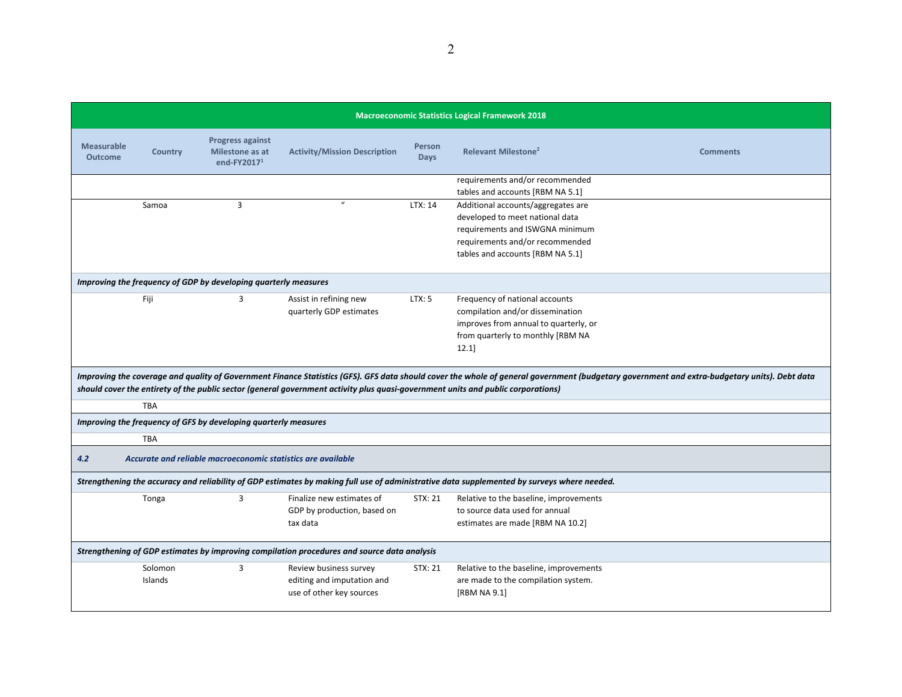| Macroeconomic Statistics Logical Framework 2018 | | | | | | |
|---|---|---|---|---|---|---|
| Measurable Outcome | Country | Progress against Milestone as at end-FY2017[1] | Activity/Mission Description | Person Days | Relevant Milestone[2] | Comments |
| | | | | | requirements and/or recommended tables and accounts [RBM NA 5.1] | |
| | Samoa | 3 | " | LTX: 14 | Additional accounts/aggregates are developed to meet national data requirements and ISWGNA minimum requirements and/or recommended tables and accounts [RBM NA 5.1] | |
| ***Improving the frequency of GDP by developing quarterly measures*** | | | | | | |
| | Fiji | 3 | Assist in refining new quarterly GDP estimates | LTX: 5 | Frequency of national accounts compilation and/or dissemination improves from annual to quarterly, or from quarterly to monthly [RBM NA 12.1] | |
| ***Improving the coverage and quality of Government Finance Statistics (GFS). GFS data should cover the whole of general government (budgetary government and extra-budgetary units). Debt data should cover the entirety of the public sector (general government activity plus quasi-government units and public corporations)*** | | | | | | |
| | TBA | | | | | |
| ***Improving the frequency of GFS by developing quarterly measures*** | | | | | | |
| | TBA | | | | | |
| ***4.2 Accurate and reliable macroeconomic statistics are available*** | | | | | | |
| ***Strengthening the accuracy and reliability of GDP estimates by making full use of administrative data supplemented by surveys where needed.*** | | | | | | |
| | Tonga | 3 | Finalize new estimates of GDP by production, based on tax data | STX: 21 | Relative to the baseline, improvements to source data used for annual estimates are made [RBM NA 10.2] | |
| ***Strengthening of GDP estimates by improving compilation procedures and source data analysis*** | | | | | | |
| | Solomon Islands | 3 | Review business survey editing and imputation and use of other key sources | STX: 21 | Relative to the baseline, improvements are made to the compilation system. [RBM NA 9.1] | |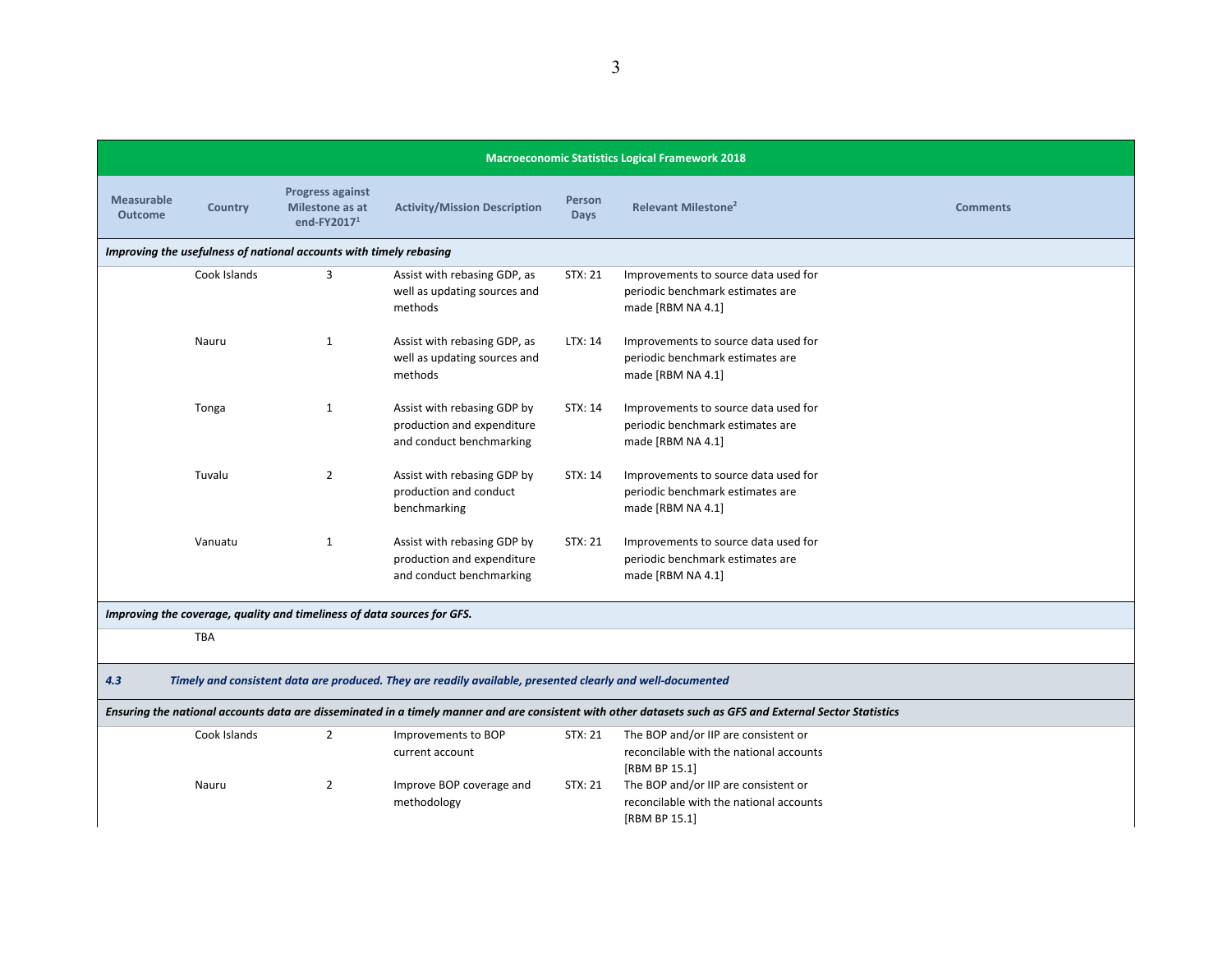| Measurable Outcome | Country | Progress against Milestone as at end-FY2017[1] | Activity/Mission Description | Person Days | Relevant Milestone[2] | Comments |
|---|---|---|---|---|---|---|
| ***Improving the usefulness of national accounts with timely rebasing*** | | | | | | |
| | Cook Islands | 3 | Assist with rebasing GDP, as well as updating sources and methods | STX: 21 | Improvements to source data used for periodic benchmark estimates are made [RBM NA 4.1] | |
| | Nauru | 1 | Assist with rebasing GDP, as well as updating sources and methods | LTX: 14 | Improvements to source data used for periodic benchmark estimates are made [RBM NA 4.1] | |
| | Tonga | 1 | Assist with rebasing GDP by production and expenditure and conduct benchmarking | STX: 14 | Improvements to source data used for periodic benchmark estimates are made [RBM NA 4.1] | |
| | Tuvalu | 2 | Assist with rebasing GDP by production and conduct benchmarking | STX: 14 | Improvements to source data used for periodic benchmark estimates are made [RBM NA 4.1] | |
| | Vanuatu | 1 | Assist with rebasing GDP by production and expenditure and conduct benchmarking | STX: 21 | Improvements to source data used for periodic benchmark estimates are made [RBM NA 4.1] | |
| ***Improving the coverage, quality and timeliness of data sources for GFS.*** | | | | | | |
| | TBA | | | | | |
| ***4.3*** | ***Timely and consistent data are produced. They are readily available, presented clearly and well-documented*** | | | | | |
| ***Ensuring the national accounts data are disseminated in a timely manner and are consistent with other datasets such as GFS and External Sector Statistics*** | | | | | | |
| | Cook Islands | 2 | Improvements to BOP current account | STX: 21 | The BOP and/or IIP are consistent or reconcilable with the national accounts [RBM BP 15.1] | |
| | Nauru | 2 | Improve BOP coverage and methodology | STX: 21 | The BOP and/or IIP are consistent or reconcilable with the national accounts [RBM BP 15.1] | |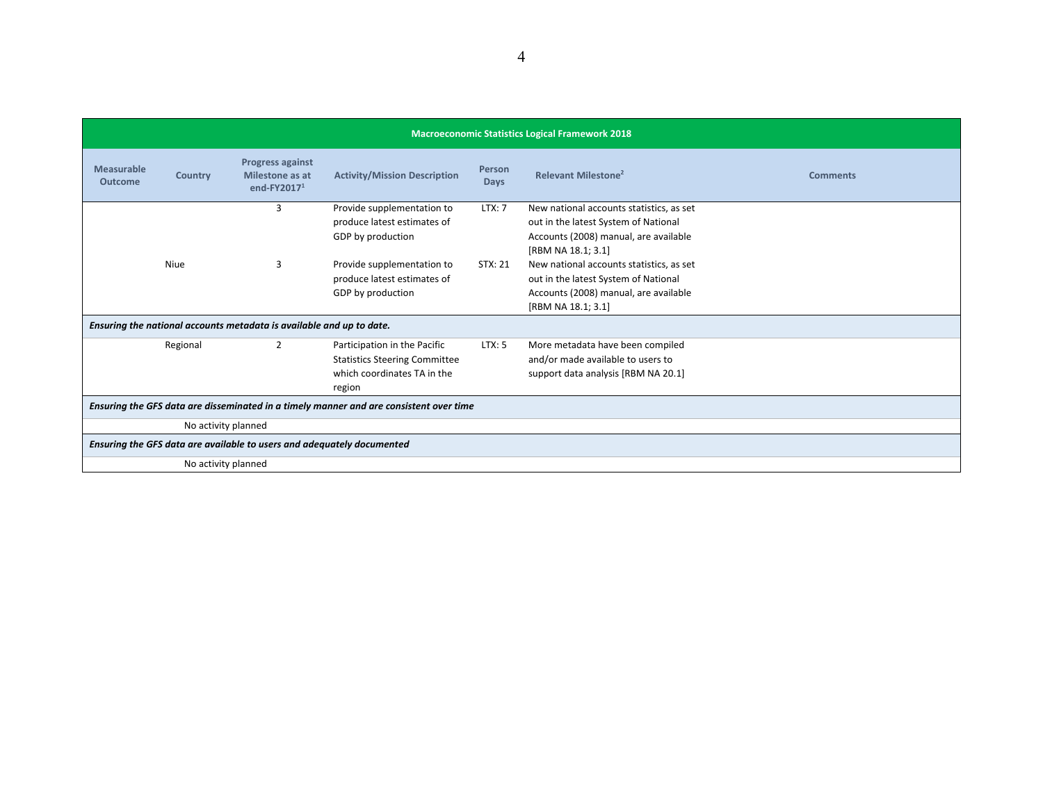| Macroeconomic Statistics Logical Framework 2018 | | | | | | |
|---|---|---|---|---|---|---|
| Measurable Outcome | Country | Progress against Milestone as at end-FY2017[1] | Activity/Mission Description | Person Days | Relevant Milestone[2] | Comments |
| | | 3 | Provide supplementation to produce latest estimates of GDP by production | LTX: 7 | New national accounts statistics, as set out in the latest System of National Accounts (2008) manual, are available [RBM NA 18.1; 3.1] | |
| | Niue | 3 | Provide supplementation to produce latest estimates of GDP by production | STX: 21 | New national accounts statistics, as set out in the latest System of National Accounts (2008) manual, are available [RBM NA 18.1; 3.1] | |
| ***Ensuring the national accounts metadata is available and up to date.*** | | | | | | |
| | Regional | 2 | Participation in the Pacific Statistics Steering Committee which coordinates TA in the region | LTX: 5 | More metadata have been compiled and/or made available to users to support data analysis [RBM NA 20.1] | |
| ***Ensuring the GFS data are disseminated in a timely manner and are consistent over time*** | | | | | | |
| | No activity planned | | | | | |
| ***Ensuring the GFS data are available to users and adequately documented*** | | | | | | |
| | No activity planned | | | | | |